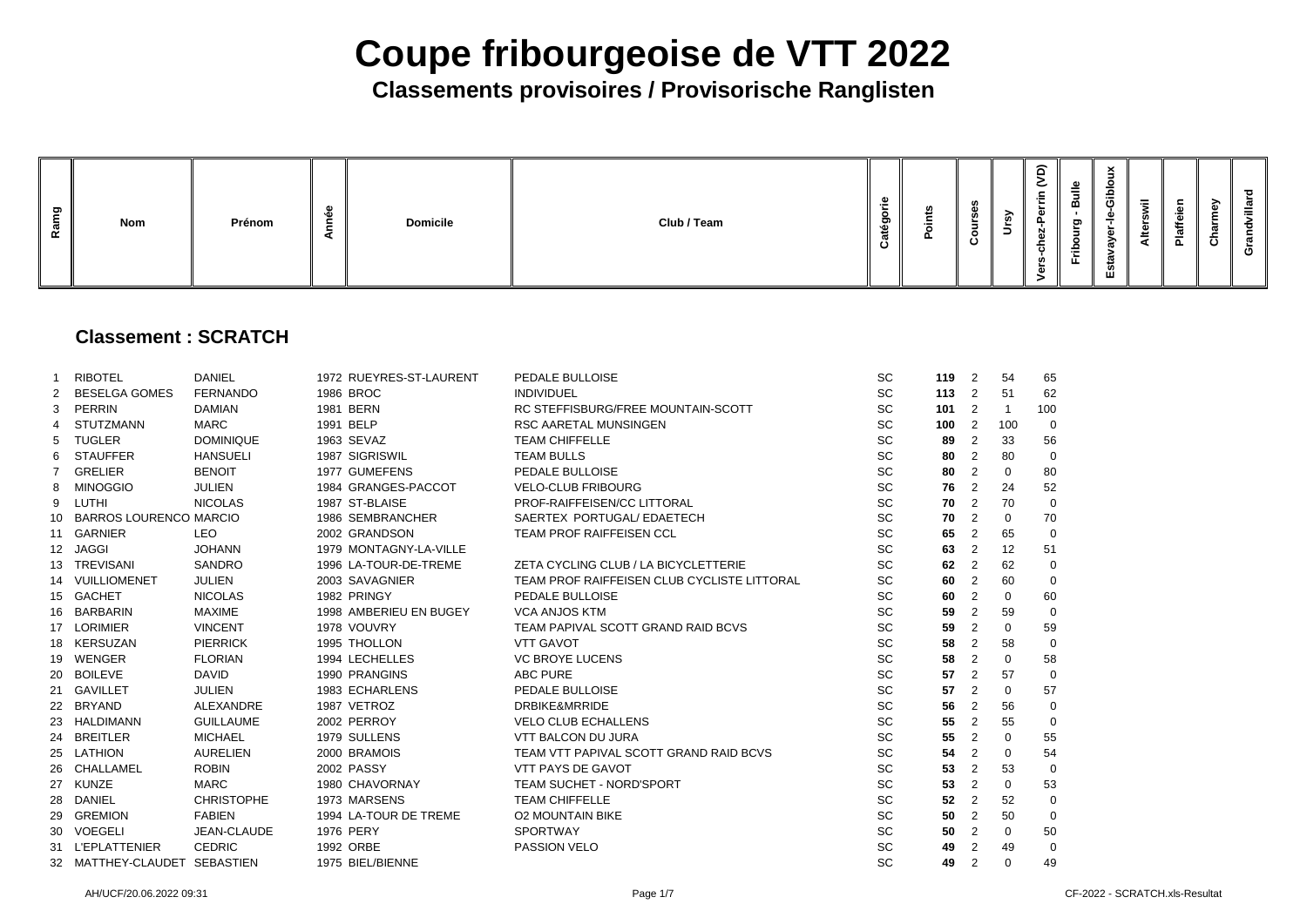# Coupe fribourgeoise de VTT 2022

## Classements provisoires / Provisorische Ranglisten

### Classement : SCRATCH

| Ramg | Nom | Prénom | Année | Domicile | Club / Team | Catégorie | Points | Courses | Ursy | Vers-chez-Perrin (VD) | Fribourg - Bulle | Estavayer-le-Gibloux | Alterswil | Plaffeien | Charmey | Grandvillard |
|---|---|---|---|---|---|---|---|---|---|---|---|---|---|---|---|---|
| 1 | RIBOTEL | DANIEL | 1972 | RUEYRES-ST-LAURENT | PEDALE BULLOISE | SC | **119** | 2 | 54 | 65 | | | | | | |
| 2 | BESELGA GOMES | FERNANDO | 1986 | BROC | INDIVIDUEL | SC | **113** | 2 | 51 | 62 | | | | | | |
| 3 | PERRIN | DAMIAN | 1981 | BERN | RC STEFFISBURG/FREE MOUNTAIN-SCOTT | SC | **101** | 2 | 1 | 100 | | | | | | |
| 4 | STUTZMANN | MARC | 1991 | BELP | RSC AARETAL MUNSINGEN | SC | **100** | 2 | 100 | 0 | | | | | | |
| 5 | TUGLER | DOMINIQUE | 1963 | SEVAZ | TEAM CHIFFELLE | SC | **89** | 2 | 33 | 56 | | | | | | |
| 6 | STAUFFER | HANSUELI | 1987 | SIGRISWIL | TEAM BULLS | SC | **80** | 2 | 80 | 0 | | | | | | |
| 7 | GRELIER | BENOIT | 1977 | GUMEFENS | PEDALE BULLOISE | SC | **80** | 2 | 0 | 80 | | | | | | |
| 8 | MINOGGIO | JULIEN | 1984 | GRANGES-PACCOT | VELO-CLUB FRIBOURG | SC | **76** | 2 | 24 | 52 | | | | | | |
| 9 | LUTHI | NICOLAS | 1987 | ST-BLAISE | PROF-RAIFFEISEN/CC LITTORAL | SC | **70** | 2 | 70 | 0 | | | | | | |
| 10 | BARROS LOURENCO | MARCIO | 1986 | SEMBRANCHER | SAERTEX PORTUGAL/ EDAETECH | SC | **70** | 2 | 0 | 70 | | | | | | |
| 11 | GARNIER | LEO | 2002 | GRANDSON | TEAM PROF RAIFFEISEN CCL | SC | **65** | 2 | 65 | 0 | | | | | | |
| 12 | JAGGI | JOHANN | 1979 | MONTAGNY-LA-VILLE | | SC | **63** | 2 | 12 | 51 | | | | | | |
| 13 | TREVISANI | SANDRO | 1996 | LA-TOUR-DE-TREME | ZETA CYCLING CLUB / LA BICYCLETTERIE | SC | **62** | 2 | 62 | 0 | | | | | | |
| 14 | VUILLIOMENET | JULIEN | 2003 | SAVAGNIER | TEAM PROF RAIFFEISEN CLUB CYCLISTE LITTORAL | SC | **60** | 2 | 60 | 0 | | | | | | |
| 15 | GACHET | NICOLAS | 1982 | PRINGY | PEDALE BULLOISE | SC | **60** | 2 | 0 | 60 | | | | | | |
| 16 | BARBARIN | MAXIME | 1998 | AMBERIEU EN BUGEY | VCA ANJOS KTM | SC | **59** | 2 | 59 | 0 | | | | | | |
| 17 | LORIMIER | VINCENT | 1978 | VOUVRY | TEAM PAPIVAL SCOTT GRAND RAID BCVS | SC | **59** | 2 | 0 | 59 | | | | | | |
| 18 | KERSUZAN | PIERRICK | 1995 | THOLLON | VTT GAVOT | SC | **58** | 2 | 58 | 0 | | | | | | |
| 19 | WENGER | FLORIAN | 1994 | LECHELLES | VC BROYE LUCENS | SC | **58** | 2 | 0 | 58 | | | | | | |
| 20 | BOILEVE | DAVID | 1990 | PRANGINS | ABC PURE | SC | **57** | 2 | 57 | 0 | | | | | | |
| 21 | GAVILLET | JULIEN | 1983 | ECHARLENS | PEDALE BULLOISE | SC | **57** | 2 | 0 | 57 | | | | | | |
| 22 | BRYAND | ALEXANDRE | 1987 | VETROZ | DRBIKE&MRRIDE | SC | **56** | 2 | 56 | 0 | | | | | | |
| 23 | HALDIMANN | GUILLAUME | 2002 | PERROY | VELO CLUB ECHALLENS | SC | **55** | 2 | 55 | 0 | | | | | | |
| 24 | BREITLER | MICHAEL | 1979 | SULLENS | VTT BALCON DU JURA | SC | **55** | 2 | 0 | 55 | | | | | | |
| 25 | LATHION | AURELIEN | 2000 | BRAMOIS | TEAM VTT PAPIVAL SCOTT GRAND RAID BCVS | SC | **54** | 2 | 0 | 54 | | | | | | |
| 26 | CHALLAMEL | ROBIN | 2002 | PASSY | VTT PAYS DE GAVOT | SC | **53** | 2 | 53 | 0 | | | | | | |
| 27 | KUNZE | MARC | 1980 | CHAVORNAY | TEAM SUCHET - NORD'SPORT | SC | **53** | 2 | 0 | 53 | | | | | | |
| 28 | DANIEL | CHRISTOPHE | 1973 | MARSENS | TEAM CHIFFELLE | SC | **52** | 2 | 52 | 0 | | | | | | |
| 29 | GREMION | FABIEN | 1994 | LA-TOUR DE TREME | O2 MOUNTAIN BIKE | SC | **50** | 2 | 50 | 0 | | | | | | |
| 30 | VOEGELI | JEAN-CLAUDE | 1976 | PERY | SPORTWAY | SC | **50** | 2 | 0 | 50 | | | | | | |
| 31 | L'EPLATTENIER | CEDRIC | 1992 | ORBE | PASSION VELO | SC | **49** | 2 | 49 | 0 | | | | | | |
| 32 | MATTHEY-CLAUDET | SEBASTIEN | 1975 | BIEL/BIENNE | | SC | **49** | 2 | 0 | 49 | | | | | | |

AH/UCF/20.06.2022 09:31 CF-2022 - SCRATCH.xls-Resultat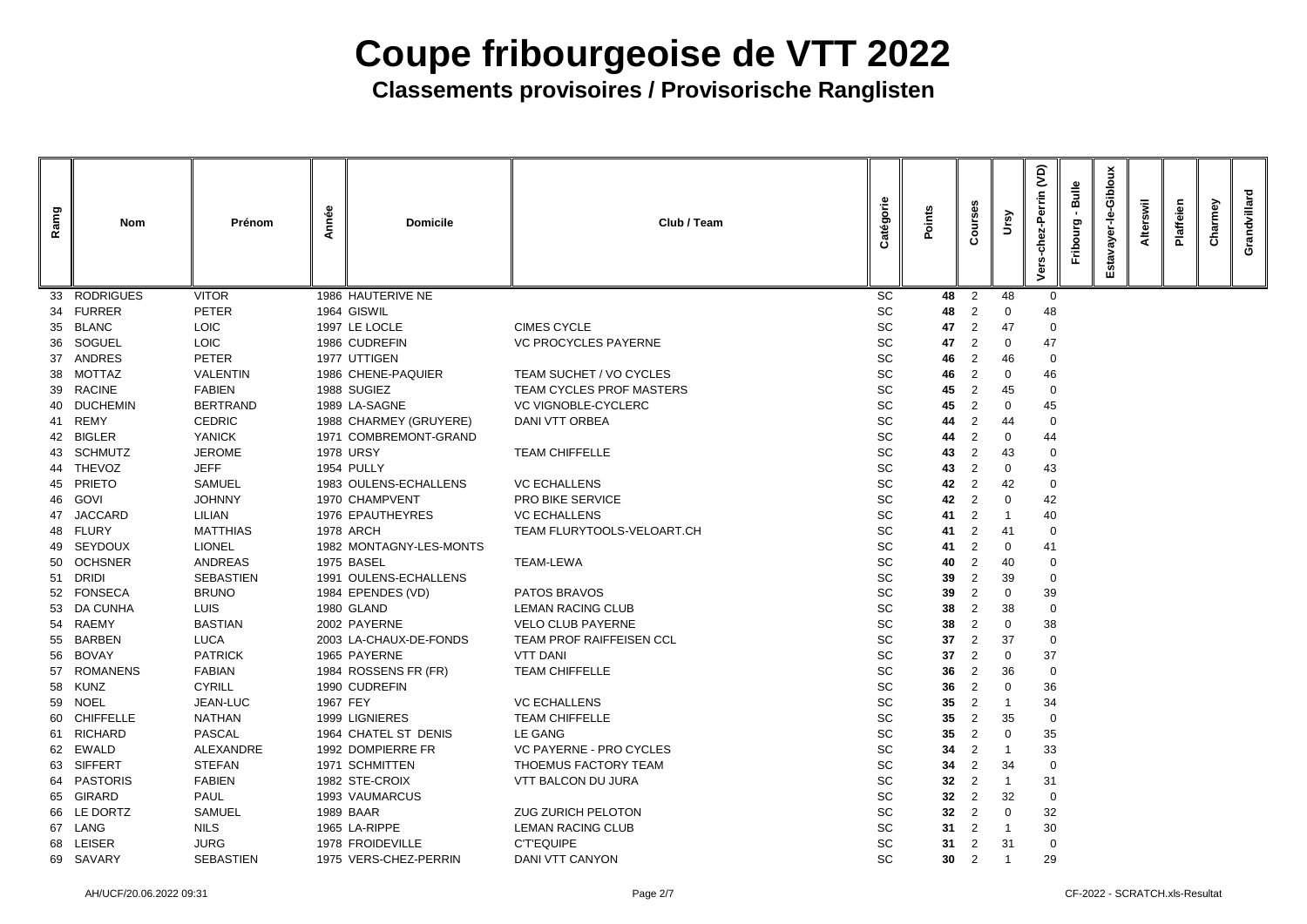# Coupe fribourgeoise de VTT 2022

## Classements provisoires / Provisorische Ranglisten

| Ramg | Nom | Prénom | Année | Domicile | Club / Team | Catégorie | Points | Courses | Ursy | Vers-chez-Perrin (VD) | Fribourg - Bulle | Estavayer-le-Gibloux | Alterswil | Plaffeien | Charmey | Grandvillard |
|---|---|---|---|---|---|---|---|---|---|---|---|---|---|---|---|---|
| 33 | RODRIGUES | VITOR | 1986 | HAUTERIVE NE | | SC | **48** | 2 | 48 | 0 | | | | | | |
| 34 | FURRER | PETER | 1964 | GISWIL | | SC | **48** | 2 | 0 | 48 | | | | | | |
| 35 | BLANC | LOIC | 1997 | LE LOCLE | CIMES CYCLE | SC | **47** | 2 | 47 | 0 | | | | | | |
| 36 | SOGUEL | LOIC | 1986 | CUDREFIN | VC PROCYCLES PAYERNE | SC | **47** | 2 | 0 | 47 | | | | | | |
| 37 | ANDRES | PETER | 1977 | UTTIGEN | | SC | **46** | 2 | 46 | 0 | | | | | | |
| 38 | MOTTAZ | VALENTIN | 1986 | CHENE-PAQUIER | TEAM SUCHET / VO CYCLES | SC | **46** | 2 | 0 | 46 | | | | | | |
| 39 | RACINE | FABIEN | 1988 | SUGIEZ | TEAM CYCLES PROF MASTERS | SC | **45** | 2 | 45 | 0 | | | | | | |
| 40 | DUCHEMIN | BERTRAND | 1989 | LA-SAGNE | VC VIGNOBLE-CYCLERC | SC | **45** | 2 | 0 | 45 | | | | | | |
| 41 | REMY | CEDRIC | 1988 | CHARMEY (GRUYERE) | DANI VTT ORBEA | SC | **44** | 2 | 44 | 0 | | | | | | |
| 42 | BIGLER | YANICK | 1971 | COMBREMONT-GRAND | | SC | **44** | 2 | 0 | 44 | | | | | | |
| 43 | SCHMUTZ | JEROME | 1978 | URSY | TEAM CHIFFELLE | SC | **43** | 2 | 43 | 0 | | | | | | |
| 44 | THEVOZ | JEFF | 1954 | PULLY | | SC | **43** | 2 | 0 | 43 | | | | | | |
| 45 | PRIETO | SAMUEL | 1983 | OULENS-ECHALLENS | VC ECHALLENS | SC | **42** | 2 | 42 | 0 | | | | | | |
| 46 | GOVI | JOHNNY | 1970 | CHAMPVENT | PRO BIKE SERVICE | SC | **42** | 2 | 0 | 42 | | | | | | |
| 47 | JACCARD | LILIAN | 1976 | EPAUTHEYRES | VC ECHALLENS | SC | **41** | 2 | 1 | 40 | | | | | | |
| 48 | FLURY | MATTHIAS | 1978 | ARCH | TEAM FLURYTOOLS-VELOART.CH | SC | **41** | 2 | 41 | 0 | | | | | | |
| 49 | SEYDOUX | LIONEL | 1982 | MONTAGNY-LES-MONTS | | SC | **41** | 2 | 0 | 41 | | | | | | |
| 50 | OCHSNER | ANDREAS | 1975 | BASEL | TEAM-LEWA | SC | **40** | 2 | 40 | 0 | | | | | | |
| 51 | DRIDI | SEBASTIEN | 1991 | OULENS-ECHALLENS | | SC | **39** | 2 | 39 | 0 | | | | | | |
| 52 | FONSECA | BRUNO | 1984 | EPENDES (VD) | PATOS BRAVOS | SC | **39** | 2 | 0 | 39 | | | | | | |
| 53 | DA CUNHA | LUIS | 1980 | GLAND | LEMAN RACING CLUB | SC | **38** | 2 | 38 | 0 | | | | | | |
| 54 | RAEMY | BASTIAN | 2002 | PAYERNE | VELO CLUB PAYERNE | SC | **38** | 2 | 0 | 38 | | | | | | |
| 55 | BARBEN | LUCA | 2003 | LA-CHAUX-DE-FONDS | TEAM PROF RAIFFEISEN CCL | SC | **37** | 2 | 37 | 0 | | | | | | |
| 56 | BOVAY | PATRICK | 1965 | PAYERNE | VTT DANI | SC | **37** | 2 | 0 | 37 | | | | | | |
| 57 | ROMANENS | FABIAN | 1984 | ROSSENS FR (FR) | TEAM CHIFFELLE | SC | **36** | 2 | 36 | 0 | | | | | | |
| 58 | KUNZ | CYRILL | 1990 | CUDREFIN | | SC | **36** | 2 | 0 | 36 | | | | | | |
| 59 | NOEL | JEAN-LUC | 1967 | FEY | VC ECHALLENS | SC | **35** | 2 | 1 | 34 | | | | | | |
| 60 | CHIFFELLE | NATHAN | 1999 | LIGNIERES | TEAM CHIFFELLE | SC | **35** | 2 | 35 | 0 | | | | | | |
| 61 | RICHARD | PASCAL | 1964 | CHATEL ST DENIS | LE GANG | SC | **35** | 2 | 0 | 35 | | | | | | |
| 62 | EWALD | ALEXANDRE | 1992 | DOMPIERRE FR | VC PAYERNE - PRO CYCLES | SC | **34** | 2 | 1 | 33 | | | | | | |
| 63 | SIFFERT | STEFAN | 1971 | SCHMITTEN | THOEMUS FACTORY TEAM | SC | **34** | 2 | 34 | 0 | | | | | | |
| 64 | PASTORIS | FABIEN | 1982 | STE-CROIX | VTT BALCON DU JURA | SC | **32** | 2 | 1 | 31 | | | | | | |
| 65 | GIRARD | PAUL | 1993 | VAUMARCUS | | SC | **32** | 2 | 32 | 0 | | | | | | |
| 66 | LE DORTZ | SAMUEL | 1989 | BAAR | ZUG ZURICH PELOTON | SC | **32** | 2 | 0 | 32 | | | | | | |
| 67 | LANG | NILS | 1965 | LA-RIPPE | LEMAN RACING CLUB | SC | **31** | 2 | 1 | 30 | | | | | | |
| 68 | LEISER | JURG | 1978 | FROIDEVILLE | C'T'EQUIPE | SC | **31** | 2 | 31 | 0 | | | | | | |
| 69 | SAVARY | SEBASTIEN | 1975 | VERS-CHEZ-PERRIN | DANI VTT CANYON | SC | **30** | 2 | 1 | 29 | | | | | | |

AH/UCF/20.06.2022 09:31 — CF-2022 - SCRATCH.xls-Resultat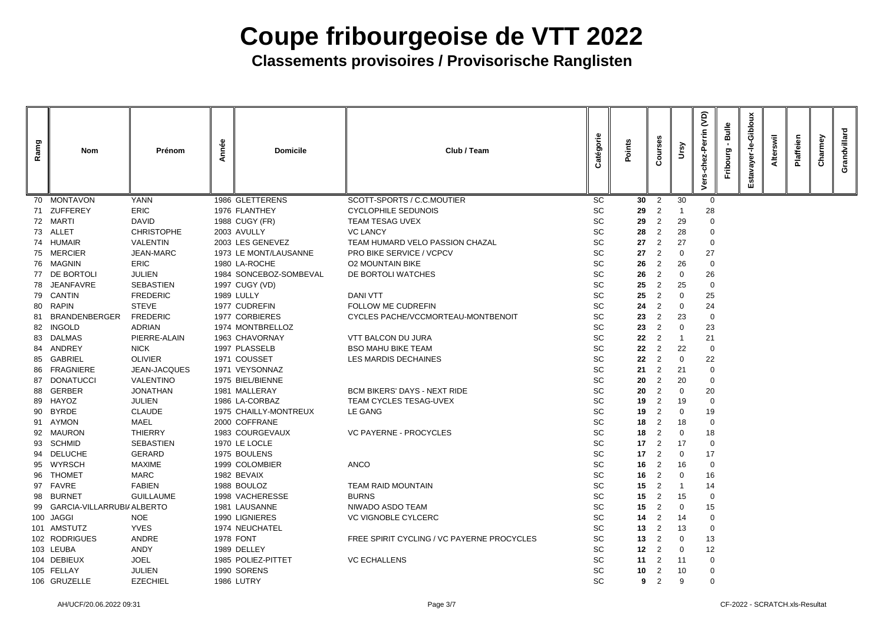# Coupe fribourgeoise de VTT 2022

## Classements provisoires / Provisorische Ranglisten

| Ramg | Nom | Prénom | Année | Domicile | Club / Team | Catégorie | Points | Courses | Ursy | Vers-chez-Perrin (VD) | Fribourg - Bulle | Estavayer-le-Gibloux | Alterswil | Plaffeien | Charmey | Grandvillard |
|---|---|---|---|---|---|---|---|---|---|---|---|---|---|---|---|---|
| 70 | MONTAVON | YANN | 1986 | GLETTERENS | SCOTT-SPORTS / C.C.MOUTIER | SC | **30** | 2 | 30 | 0 | | | | | | |
| 71 | ZUFFEREY | ERIC | 1976 | FLANTHEY | CYCLOPHILE SEDUNOIS | SC | **29** | 2 | 1 | 28 | | | | | | |
| 72 | MARTI | DAVID | 1988 | CUGY (FR) | TEAM TESAG UVEX | SC | **29** | 2 | 29 | 0 | | | | | | |
| 73 | ALLET | CHRISTOPHE | 2003 | AVULLY | VC LANCY | SC | **28** | 2 | 28 | 0 | | | | | | |
| 74 | HUMAIR | VALENTIN | 2003 | LES GENEVEZ | TEAM HUMARD VELO PASSION CHAZAL | SC | **27** | 2 | 27 | 0 | | | | | | |
| 75 | MERCIER | JEAN-MARC | 1973 | LE MONT/LAUSANNE | PRO BIKE SERVICE / VCPCV | SC | **27** | 2 | 0 | 27 | | | | | | |
| 76 | MAGNIN | ERIC | 1980 | LA-ROCHE | O2 MOUNTAIN BIKE | SC | **26** | 2 | 26 | 0 | | | | | | |
| 77 | DE BORTOLI | JULIEN | 1984 | SONCEBOZ-SOMBEVAL | DE BORTOLI WATCHES | SC | **26** | 2 | 0 | 26 | | | | | | |
| 78 | JEANFAVRE | SEBASTIEN | 1997 | CUGY (VD) | | SC | **25** | 2 | 25 | 0 | | | | | | |
| 79 | CANTIN | FREDERIC | 1989 | LULLY | DANI VTT | SC | **25** | 2 | 0 | 25 | | | | | | |
| 80 | RAPIN | STEVE | 1977 | CUDREFIN | FOLLOW ME CUDREFIN | SC | **24** | 2 | 0 | 24 | | | | | | |
| 81 | BRANDENBERGER | FREDERIC | 1977 | CORBIERES | CYCLES PACHE/VCCMORTEAU-MONTBENOIT | SC | **23** | 2 | 23 | 0 | | | | | | |
| 82 | INGOLD | ADRIAN | 1974 | MONTBRELLOZ | | SC | **23** | 2 | 0 | 23 | | | | | | |
| 83 | DALMAS | PIERRE-ALAIN | 1963 | CHAVORNAY | VTT BALCON DU JURA | SC | **22** | 2 | 1 | 21 | | | | | | |
| 84 | ANDREY | NICK | 1997 | PLASSELB | BSO MAHU BIKE TEAM | SC | **22** | 2 | 22 | 0 | | | | | | |
| 85 | GABRIEL | OLIVIER | 1971 | COUSSET | LES MARDIS DECHAINES | SC | **22** | 2 | 0 | 22 | | | | | | |
| 86 | FRAGNIERE | JEAN-JACQUES | 1971 | VEYSONNAZ | | SC | **21** | 2 | 21 | 0 | | | | | | |
| 87 | DONATUCCI | VALENTINO | 1975 | BIEL/BIENNE | | SC | **20** | 2 | 20 | 0 | | | | | | |
| 88 | GERBER | JONATHAN | 1981 | MALLERAY | BCM BIKERS' DAYS - NEXT RIDE | SC | **20** | 2 | 0 | 20 | | | | | | |
| 89 | HAYOZ | JULIEN | 1986 | LA-CORBAZ | TEAM CYCLES TESAG-UVEX | SC | **19** | 2 | 19 | 0 | | | | | | |
| 90 | BYRDE | CLAUDE | 1975 | CHAILLY-MONTREUX | LE GANG | SC | **19** | 2 | 0 | 19 | | | | | | |
| 91 | AYMON | MAEL | 2000 | COFFRANE | | SC | **18** | 2 | 18 | 0 | | | | | | |
| 92 | MAURON | THIERRY | 1983 | COURGEVAUX | VC PAYERNE - PROCYCLES | SC | **18** | 2 | 0 | 18 | | | | | | |
| 93 | SCHMID | SEBASTIEN | 1970 | LE LOCLE | | SC | **17** | 2 | 17 | 0 | | | | | | |
| 94 | DELUCHE | GERARD | 1975 | BOULENS | | SC | **17** | 2 | 0 | 17 | | | | | | |
| 95 | WYRSCH | MAXIME | 1999 | COLOMBIER | ANCO | SC | **16** | 2 | 16 | 0 | | | | | | |
| 96 | THOMET | MARC | 1982 | BEVAIX | | SC | **16** | 2 | 0 | 16 | | | | | | |
| 97 | FAVRE | FABIEN | 1988 | BOULOZ | TEAM RAID MOUNTAIN | SC | **15** | 2 | 1 | 14 | | | | | | |
| 98 | BURNET | GUILLAUME | 1998 | VACHERESSE | BURNS | SC | **15** | 2 | 15 | 0 | | | | | | |
| 99 | GARCIA-VILLARRUBI/ | ALBERTO | 1981 | LAUSANNE | NIWADO ASDO TEAM | SC | **15** | 2 | 0 | 15 | | | | | | |
| 100 | JAGGI | NOE | 1990 | LIGNIERES | VC VIGNOBLE CYLCERC | SC | **14** | 2 | 14 | 0 | | | | | | |
| 101 | AMSTUTZ | YVES | 1974 | NEUCHATEL | | SC | **13** | 2 | 13 | 0 | | | | | | |
| 102 | RODRIGUES | ANDRE | 1978 | FONT | FREE SPIRIT CYCLING / VC PAYERNE PROCYCLES | SC | **13** | 2 | 0 | 13 | | | | | | |
| 103 | LEUBA | ANDY | 1989 | DELLEY | | SC | **12** | 2 | 0 | 12 | | | | | | |
| 104 | DEBIEUX | JOEL | 1985 | POLIEZ-PITTET | VC ECHALLENS | SC | **11** | 2 | 11 | 0 | | | | | | |
| 105 | FELLAY | JULIEN | 1990 | SORENS | | SC | **10** | 2 | 10 | 0 | | | | | | |
| 106 | GRUZELLE | EZECHIEL | 1986 | LUTRY | | SC | **9** | 2 | 9 | 0 | | | | | | |

AH/UCF/20.06.2022 09:31 CF-2022 - SCRATCH.xls-Resultat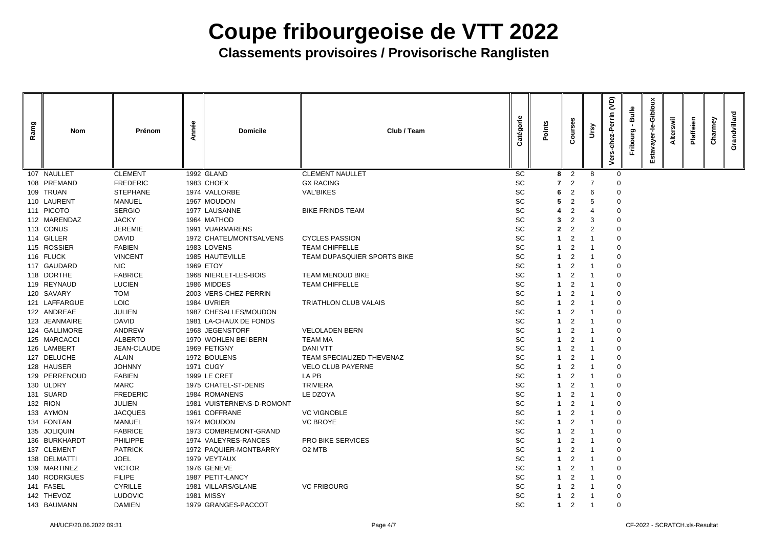# Coupe fribourgeoise de VTT 2022

## Classements provisoires / Provisorische Ranglisten

| Ramg | Nom | Prénom | Année | Domicile | Club / Team | Catégorie | Points | Courses | Ursy | Vers-chez-Perrin (VD) | Fribourg - Bulle | Estavayer-le-Gibloux | Alterswil | Plaffeien | Charmey | Grandvillard |
|---|---|---|---|---|---|---|---|---|---|---|---|---|---|---|---|---|
| 107 | NAULLET | CLEMENT | 1992 | GLAND | CLEMENT NAULLET | SC | **8** | 2 | 8 | 0 | | | | | | |
| 108 | PREMAND | FREDERIC | 1983 | CHOEX | GX RACING | SC | **7** | 2 | 7 | 0 | | | | | | |
| 109 | TRUAN | STEPHANE | 1974 | VALLORBE | VAL'BIKES | SC | **6** | 2 | 6 | 0 | | | | | | |
| 110 | LAURENT | MANUEL | 1967 | MOUDON | | SC | **5** | 2 | 5 | 0 | | | | | | |
| 111 | PICOTO | SERGIO | 1977 | LAUSANNE | BIKE FRINDS TEAM | SC | **4** | 2 | 4 | 0 | | | | | | |
| 112 | MARENDAZ | JACKY | 1964 | MATHOD | | SC | **3** | 2 | 3 | 0 | | | | | | |
| 113 | CONUS | JEREMIE | 1991 | VUARMARENS | | SC | **2** | 2 | 2 | 0 | | | | | | |
| 114 | GILLER | DAVID | 1972 | CHATEL/MONTSALVENS | CYCLES PASSION | SC | **1** | 2 | 1 | 0 | | | | | | |
| 115 | ROSSIER | FABIEN | 1983 | LOVENS | TEAM CHIFFELLE | SC | **1** | 2 | 1 | 0 | | | | | | |
| 116 | FLUCK | VINCENT | 1985 | HAUTEVILLE | TEAM DUPASQUIER SPORTS BIKE | SC | **1** | 2 | 1 | 0 | | | | | | |
| 117 | GAUDARD | NIC | 1969 | ETOY | | SC | **1** | 2 | 1 | 0 | | | | | | |
| 118 | DORTHE | FABRICE | 1968 | NIERLET-LES-BOIS | TEAM MENOUD BIKE | SC | **1** | 2 | 1 | 0 | | | | | | |
| 119 | REYNAUD | LUCIEN | 1986 | MIDDES | TEAM CHIFFELLE | SC | **1** | 2 | 1 | 0 | | | | | | |
| 120 | SAVARY | TOM | 2003 | VERS-CHEZ-PERRIN | | SC | **1** | 2 | 1 | 0 | | | | | | |
| 121 | LAFFARGUE | LOIC | 1984 | UVRIER | TRIATHLON CLUB VALAIS | SC | **1** | 2 | 1 | 0 | | | | | | |
| 122 | ANDREAE | JULIEN | 1987 | CHESALLES/MOUDON | | SC | **1** | 2 | 1 | 0 | | | | | | |
| 123 | JEANMAIRE | DAVID | 1981 | LA-CHAUX DE FONDS | | SC | **1** | 2 | 1 | 0 | | | | | | |
| 124 | GALLIMORE | ANDREW | 1968 | JEGENSTORF | VELOLADEN BERN | SC | **1** | 2 | 1 | 0 | | | | | | |
| 125 | MARCACCI | ALBERTO | 1970 | WOHLEN BEI BERN | TEAM MA | SC | **1** | 2 | 1 | 0 | | | | | | |
| 126 | LAMBERT | JEAN-CLAUDE | 1969 | FETIGNY | DANI VTT | SC | **1** | 2 | 1 | 0 | | | | | | |
| 127 | DELUCHE | ALAIN | 1972 | BOULENS | TEAM SPECIALIZED THEVENAZ | SC | **1** | 2 | 1 | 0 | | | | | | |
| 128 | HAUSER | JOHNNY | 1971 | CUGY | VELO CLUB PAYERNE | SC | **1** | 2 | 1 | 0 | | | | | | |
| 129 | PERRENOUD | FABIEN | 1999 | LE CRET | LA PB | SC | **1** | 2 | 1 | 0 | | | | | | |
| 130 | ULDRY | MARC | 1975 | CHATEL-ST-DENIS | TRIVIERA | SC | **1** | 2 | 1 | 0 | | | | | | |
| 131 | SUARD | FREDERIC | 1984 | ROMANENS | LE DZOYA | SC | **1** | 2 | 1 | 0 | | | | | | |
| 132 | RION | JULIEN | 1981 | VUISTERNENS-D-ROMONT | | SC | **1** | 2 | 1 | 0 | | | | | | |
| 133 | AYMON | JACQUES | 1961 | COFFRANE | VC VIGNOBLE | SC | **1** | 2 | 1 | 0 | | | | | | |
| 134 | FONTAN | MANUEL | 1974 | MOUDON | VC BROYE | SC | **1** | 2 | 1 | 0 | | | | | | |
| 135 | JOLIQUIN | FABRICE | 1973 | COMBREMONT-GRAND | | SC | **1** | 2 | 1 | 0 | | | | | | |
| 136 | BURKHARDT | PHILIPPE | 1974 | VALEYRES-RANCES | PRO BIKE SERVICES | SC | **1** | 2 | 1 | 0 | | | | | | |
| 137 | CLEMENT | PATRICK | 1972 | PAQUIER-MONTBARRY | O2 MTB | SC | **1** | 2 | 1 | 0 | | | | | | |
| 138 | DELMATTI | JOEL | 1979 | VEYTAUX | | SC | **1** | 2 | 1 | 0 | | | | | | |
| 139 | MARTINEZ | VICTOR | 1976 | GENEVE | | SC | **1** | 2 | 1 | 0 | | | | | | |
| 140 | RODRIGUES | FILIPE | 1987 | PETIT-LANCY | | SC | **1** | 2 | 1 | 0 | | | | | | |
| 141 | FASEL | CYRILLE | 1981 | VILLARS/GLANE | VC FRIBOURG | SC | **1** | 2 | 1 | 0 | | | | | | |
| 142 | THEVOZ | LUDOVIC | 1981 | MISSY | | SC | **1** | 2 | 1 | 0 | | | | | | |
| 143 | BAUMANN | DAMIEN | 1979 | GRANGES-PACCOT | | SC | **1** | 2 | 1 | 0 | | | | | | |

AH/UCF/20.06.2022 09:31 — CF-2022 - SCRATCH.xls-Resultat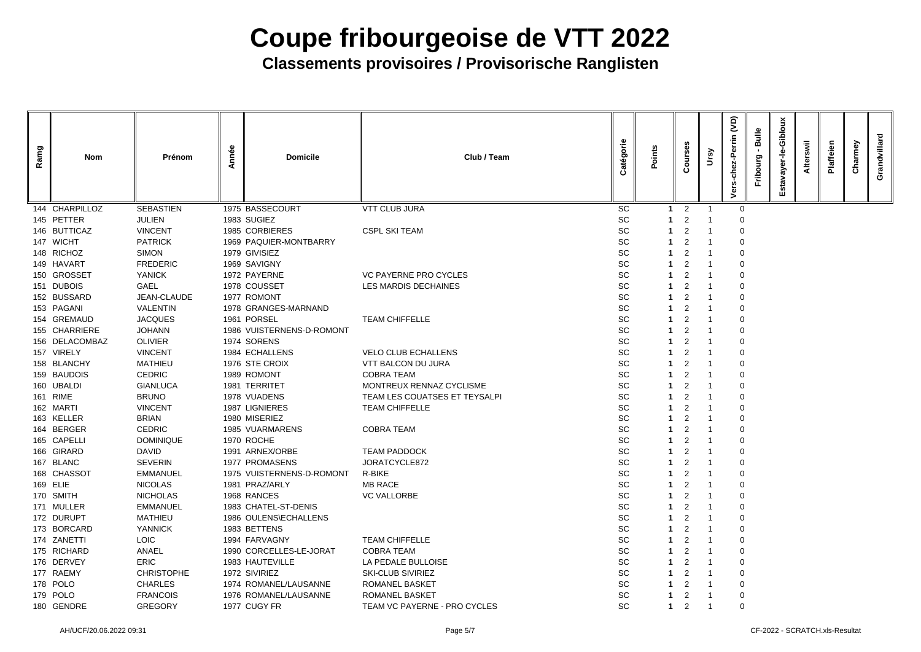# Coupe fribourgeoise de VTT 2022

## Classements provisoires / Provisorische Ranglisten

| Ramg | Nom | Prénom | Année | Domicile | Club / Team | Catégorie | Points | Courses | Ursy | Vers-chez-Perrin (VD) | Fribourg - Bulle | Estavayer-le-Gibloux | Alterswil | Plaffeien | Charmey | Grandvillard |
|---|---|---|---|---|---|---|---|---|---|---|---|---|---|---|---|---|
| 144 | CHARPILLOZ | SEBASTIEN | 1975 | BASSECOURT | VTT CLUB JURA | SC | **1** | 2 | 1 | 0 | | | | | | |
| 145 | PETTER | JULIEN | 1983 | SUGIEZ | | SC | **1** | 2 | 1 | 0 | | | | | | |
| 146 | BUTTICAZ | VINCENT | 1985 | CORBIERES | CSPL SKI TEAM | SC | **1** | 2 | 1 | 0 | | | | | | |
| 147 | WICHT | PATRICK | 1969 | PAQUIER-MONTBARRY | | SC | **1** | 2 | 1 | 0 | | | | | | |
| 148 | RICHOZ | SIMON | 1979 | GIVISIEZ | | SC | **1** | 2 | 1 | 0 | | | | | | |
| 149 | HAVART | FREDERIC | 1969 | SAVIGNY | | SC | **1** | 2 | 1 | 0 | | | | | | |
| 150 | GROSSET | YANICK | 1972 | PAYERNE | VC PAYERNE PRO CYCLES | SC | **1** | 2 | 1 | 0 | | | | | | |
| 151 | DUBOIS | GAEL | 1978 | COUSSET | LES MARDIS DECHAINES | SC | **1** | 2 | 1 | 0 | | | | | | |
| 152 | BUSSARD | JEAN-CLAUDE | 1977 | ROMONT | | SC | **1** | 2 | 1 | 0 | | | | | | |
| 153 | PAGANI | VALENTIN | 1978 | GRANGES-MARNAND | | SC | **1** | 2 | 1 | 0 | | | | | | |
| 154 | GREMAUD | JACQUES | 1961 | PORSEL | TEAM CHIFFELLE | SC | **1** | 2 | 1 | 0 | | | | | | |
| 155 | CHARRIERE | JOHANN | 1986 | VUISTERNENS-D-ROMONT | | SC | **1** | 2 | 1 | 0 | | | | | | |
| 156 | DELACOMBAZ | OLIVIER | 1974 | SORENS | | SC | **1** | 2 | 1 | 0 | | | | | | |
| 157 | VIRELY | VINCENT | 1984 | ECHALLENS | VELO CLUB ECHALLENS | SC | **1** | 2 | 1 | 0 | | | | | | |
| 158 | BLANCHY | MATHIEU | 1976 | STE CROIX | VTT BALCON DU JURA | SC | **1** | 2 | 1 | 0 | | | | | | |
| 159 | BAUDOIS | CEDRIC | 1989 | ROMONT | COBRA TEAM | SC | **1** | 2 | 1 | 0 | | | | | | |
| 160 | UBALDI | GIANLUCA | 1981 | TERRITET | MONTREUX RENNAZ CYCLISME | SC | **1** | 2 | 1 | 0 | | | | | | |
| 161 | RIME | BRUNO | 1978 | VUADENS | TEAM LES COUATSES ET TEYSALPI | SC | **1** | 2 | 1 | 0 | | | | | | |
| 162 | MARTI | VINCENT | 1987 | LIGNIERES | TEAM CHIFFELLE | SC | **1** | 2 | 1 | 0 | | | | | | |
| 163 | KELLER | BRIAN | 1980 | MISERIEZ | | SC | **1** | 2 | 1 | 0 | | | | | | |
| 164 | BERGER | CEDRIC | 1985 | VUARMARENS | COBRA TEAM | SC | **1** | 2 | 1 | 0 | | | | | | |
| 165 | CAPELLI | DOMINIQUE | 1970 | ROCHE | | SC | **1** | 2 | 1 | 0 | | | | | | |
| 166 | GIRARD | DAVID | 1991 | ARNEX/ORBE | TEAM PADDOCK | SC | **1** | 2 | 1 | 0 | | | | | | |
| 167 | BLANC | SEVERIN | 1977 | PROMASENS | JORATCYCLE872 | SC | **1** | 2 | 1 | 0 | | | | | | |
| 168 | CHASSOT | EMMANUEL | 1975 | VUISTERNENS-D-ROMONT | R-BIKE | SC | **1** | 2 | 1 | 0 | | | | | | |
| 169 | ELIE | NICOLAS | 1981 | PRAZ/ARLY | MB RACE | SC | **1** | 2 | 1 | 0 | | | | | | |
| 170 | SMITH | NICHOLAS | 1968 | RANCES | VC VALLORBE | SC | **1** | 2 | 1 | 0 | | | | | | |
| 171 | MULLER | EMMANUEL | 1983 | CHATEL-ST-DENIS | | SC | **1** | 2 | 1 | 0 | | | | | | |
| 172 | DURUPT | MATHIEU | 1986 | OULENS\ECHALLENS | | SC | **1** | 2 | 1 | 0 | | | | | | |
| 173 | BORCARD | YANNICK | 1983 | BETTENS | | SC | **1** | 2 | 1 | 0 | | | | | | |
| 174 | ZANETTI | LOIC | 1994 | FARVAGNY | TEAM CHIFFELLE | SC | **1** | 2 | 1 | 0 | | | | | | |
| 175 | RICHARD | ANAEL | 1990 | CORCELLES-LE-JORAT | COBRA TEAM | SC | **1** | 2 | 1 | 0 | | | | | | |
| 176 | DERVEY | ERIC | 1983 | HAUTEVILLE | LA PEDALE BULLOISE | SC | **1** | 2 | 1 | 0 | | | | | | |
| 177 | RAEMY | CHRISTOPHE | 1972 | SIVIRIEZ | SKI-CLUB SIVIRIEZ | SC | **1** | 2 | 1 | 0 | | | | | | |
| 178 | POLO | CHARLES | 1974 | ROMANEL/LAUSANNE | ROMANEL BASKET | SC | **1** | 2 | 1 | 0 | | | | | | |
| 179 | POLO | FRANCOIS | 1976 | ROMANEL/LAUSANNE | ROMANEL BASKET | SC | **1** | 2 | 1 | 0 | | | | | | |
| 180 | GENDRE | GREGORY | 1977 | CUGY FR | TEAM VC PAYERNE - PRO CYCLES | SC | **1** | 2 | 1 | 0 | | | | | | |

AH/UCF/20.06.2022 09:31 CF-2022 - SCRATCH.xls-Resultat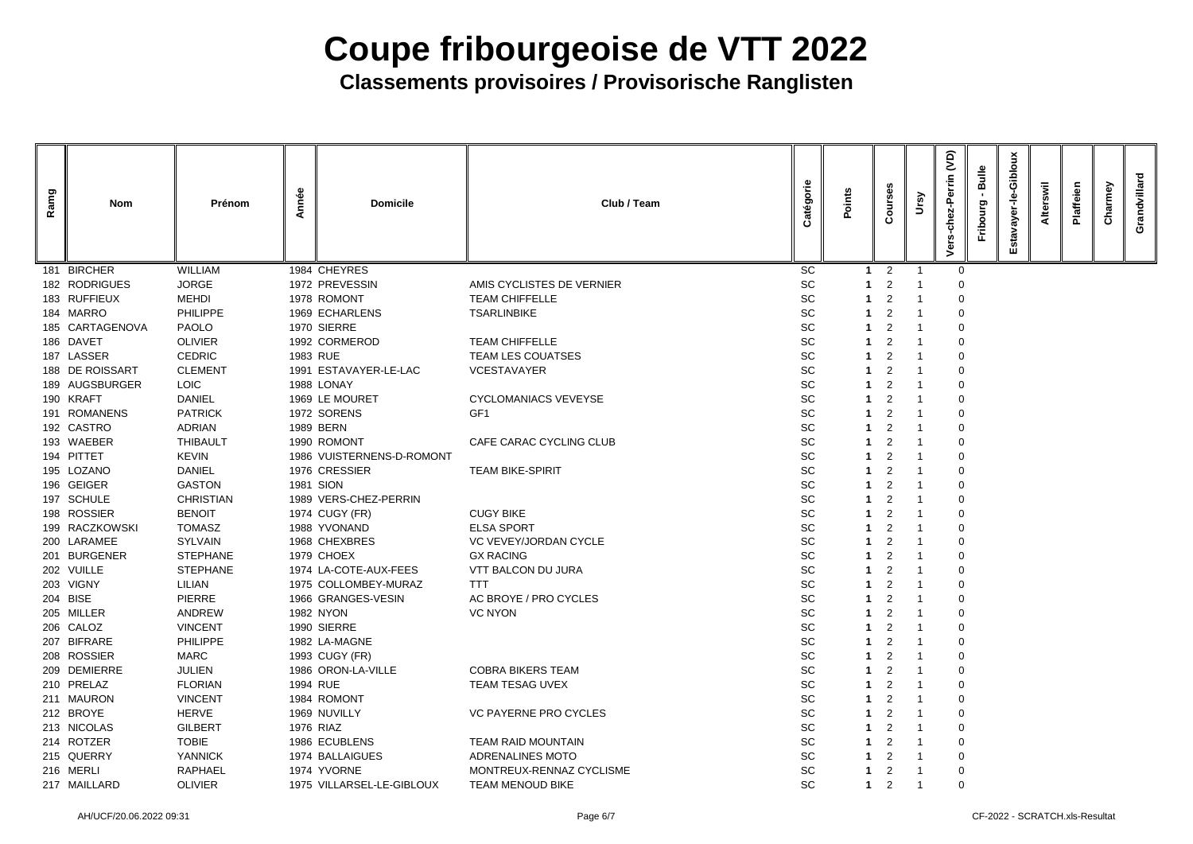# Coupe fribourgeoise de VTT 2022

## Classements provisoires / Provisorische Ranglisten

| Ramg | Nom | Prénom | Année | Domicile | Club / Team | Catégorie | Points | Courses | Ursy | Vers-chez-Perrin (VD) | Fribourg - Bulle | Estavayer-le-Gibloux | Alterswil | Plaffeien | Charmey | Grandvillard |
|---|---|---|---|---|---|---|---|---|---|---|---|---|---|---|---|---|
| 181 | BIRCHER | WILLIAM | 1984 | CHEYRES | | SC | 1 | 2 | 1 | 0 | | | | | | |
| 182 | RODRIGUES | JORGE | 1972 | PREVESSIN | AMIS CYCLISTES DE VERNIER | SC | 1 | 2 | 1 | 0 | | | | | | |
| 183 | RUFFIEUX | MEHDI | 1978 | ROMONT | TEAM CHIFFELLE | SC | 1 | 2 | 1 | 0 | | | | | | |
| 184 | MARRO | PHILIPPE | 1969 | ECHARLENS | TSARLINBIKE | SC | 1 | 2 | 1 | 0 | | | | | | |
| 185 | CARTAGENOVA | PAOLO | 1970 | SIERRE | | SC | 1 | 2 | 1 | 0 | | | | | | |
| 186 | DAVET | OLIVIER | 1992 | CORMEROD | TEAM CHIFFELLE | SC | 1 | 2 | 1 | 0 | | | | | | |
| 187 | LASSER | CEDRIC | 1983 | RUE | TEAM LES COUATSES | SC | 1 | 2 | 1 | 0 | | | | | | |
| 188 | DE ROISSART | CLEMENT | 1991 | ESTAVAYER-LE-LAC | VCESTAVAYER | SC | 1 | 2 | 1 | 0 | | | | | | |
| 189 | AUGSBURGER | LOIC | 1988 | LONAY | | SC | 1 | 2 | 1 | 0 | | | | | | |
| 190 | KRAFT | DANIEL | 1969 | LE MOURET | CYCLOMANIACS VEVEYSE | SC | 1 | 2 | 1 | 0 | | | | | | |
| 191 | ROMANENS | PATRICK | 1972 | SORENS | GF1 | SC | 1 | 2 | 1 | 0 | | | | | | |
| 192 | CASTRO | ADRIAN | 1989 | BERN | | SC | 1 | 2 | 1 | 0 | | | | | | |
| 193 | WAEBER | THIBAULT | 1990 | ROMONT | CAFE CARAC CYCLING CLUB | SC | 1 | 2 | 1 | 0 | | | | | | |
| 194 | PITTET | KEVIN | 1986 | VUISTERNENS-D-ROMONT | | SC | 1 | 2 | 1 | 0 | | | | | | |
| 195 | LOZANO | DANIEL | 1976 | CRESSIER | TEAM BIKE-SPIRIT | SC | 1 | 2 | 1 | 0 | | | | | | |
| 196 | GEIGER | GASTON | 1981 | SION | | SC | 1 | 2 | 1 | 0 | | | | | | |
| 197 | SCHULE | CHRISTIAN | 1989 | VERS-CHEZ-PERRIN | | SC | 1 | 2 | 1 | 0 | | | | | | |
| 198 | ROSSIER | BENOIT | 1974 | CUGY (FR) | CUGY BIKE | SC | 1 | 2 | 1 | 0 | | | | | | |
| 199 | RACZKOWSKI | TOMASZ | 1988 | YVONAND | ELSA SPORT | SC | 1 | 2 | 1 | 0 | | | | | | |
| 200 | LARAMEE | SYLVAIN | 1968 | CHEXBRES | VC VEVEY/JORDAN CYCLE | SC | 1 | 2 | 1 | 0 | | | | | | |
| 201 | BURGENER | STEPHANE | 1979 | CHOEX | GX RACING | SC | 1 | 2 | 1 | 0 | | | | | | |
| 202 | VUILLE | STEPHANE | 1974 | LA-COTE-AUX-FEES | VTT BALCON DU JURA | SC | 1 | 2 | 1 | 0 | | | | | | |
| 203 | VIGNY | LILIAN | 1975 | COLLOMBEY-MURAZ | TTT | SC | 1 | 2 | 1 | 0 | | | | | | |
| 204 | BISE | PIERRE | 1966 | GRANGES-VESIN | AC BROYE / PRO CYCLES | SC | 1 | 2 | 1 | 0 | | | | | | |
| 205 | MILLER | ANDREW | 1982 | NYON | VC NYON | SC | 1 | 2 | 1 | 0 | | | | | | |
| 206 | CALOZ | VINCENT | 1990 | SIERRE | | SC | 1 | 2 | 1 | 0 | | | | | | |
| 207 | BIFRARE | PHILIPPE | 1982 | LA-MAGNE | | SC | 1 | 2 | 1 | 0 | | | | | | |
| 208 | ROSSIER | MARC | 1993 | CUGY (FR) | | SC | 1 | 2 | 1 | 0 | | | | | | |
| 209 | DEMIERRE | JULIEN | 1986 | ORON-LA-VILLE | COBRA BIKERS TEAM | SC | 1 | 2 | 1 | 0 | | | | | | |
| 210 | PRELAZ | FLORIAN | 1994 | RUE | TEAM TESAG UVEX | SC | 1 | 2 | 1 | 0 | | | | | | |
| 211 | MAURON | VINCENT | 1984 | ROMONT | | SC | 1 | 2 | 1 | 0 | | | | | | |
| 212 | BROYE | HERVE | 1969 | NUVILLY | VC PAYERNE PRO CYCLES | SC | 1 | 2 | 1 | 0 | | | | | | |
| 213 | NICOLAS | GILBERT | 1976 | RIAZ | | SC | 1 | 2 | 1 | 0 | | | | | | |
| 214 | ROTZER | TOBIE | 1986 | ECUBLENS | TEAM RAID MOUNTAIN | SC | 1 | 2 | 1 | 0 | | | | | | |
| 215 | QUERRY | YANNICK | 1974 | BALLAIGUES | ADRENALINES MOTO | SC | 1 | 2 | 1 | 0 | | | | | | |
| 216 | MERLI | RAPHAEL | 1974 | YVORNE | MONTREUX-RENNAZ CYCLISME | SC | 1 | 2 | 1 | 0 | | | | | | |
| 217 | MAILLARD | OLIVIER | 1975 | VILLARSEL-LE-GIBLOUX | TEAM MENOUD BIKE | SC | 1 | 2 | 1 | 0 | | | | | | |

AH/UCF/20.06.2022 09:31 CF-2022 - SCRATCH.xls-Resultat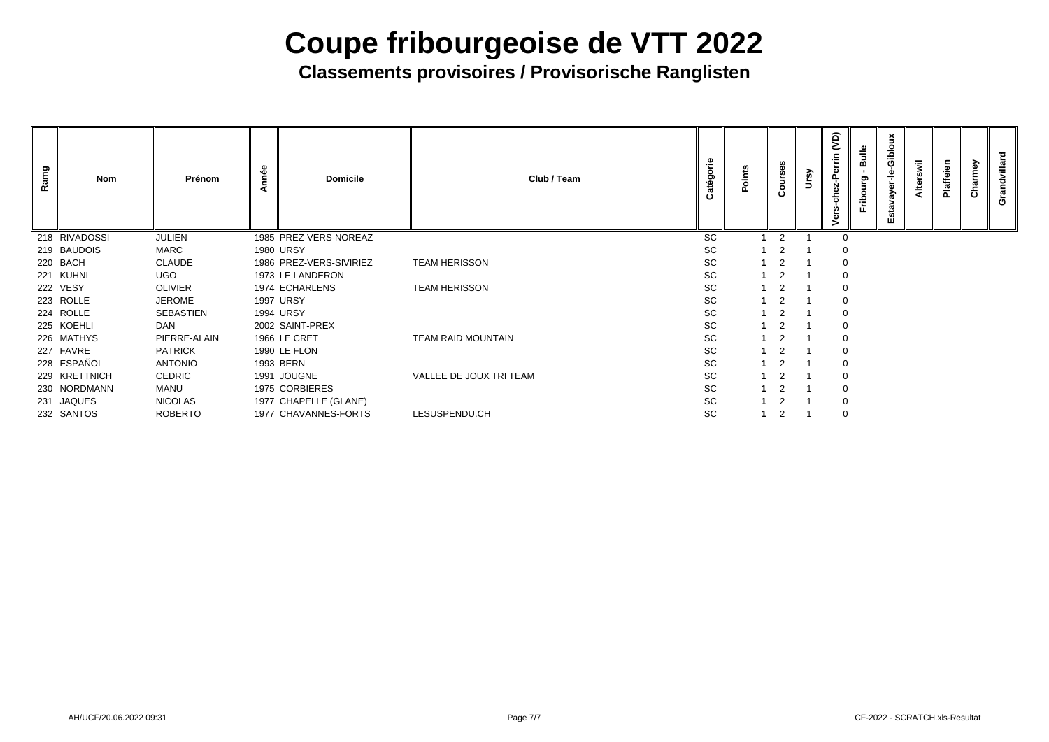# Coupe fribourgeoise de VTT 2022

## Classements provisoires / Provisorische Ranglisten

| Ramg | Nom | Prénom | Année | Domicile | Club / Team | Catégorie | Points | Courses | Ursy | Vers-chez-Perrin (VD) | Fribourg - Bulle | Estavayer-le-Gibloux | Alterswil | Plaffeien | Charmey | Grandvillard |
|---|---|---|---|---|---|---|---|---|---|---|---|---|---|---|---|---|
| 218 | RIVADOSSI | JULIEN | 1985 | PREZ-VERS-NOREAZ | | SC | 1 | 2 | 1 | 0 | | | | | | |
| 219 | BAUDOIS | MARC | 1980 | URSY | | SC | 1 | 2 | 1 | 0 | | | | | | |
| 220 | BACH | CLAUDE | 1986 | PREZ-VERS-SIVIRIEZ | TEAM HERISSON | SC | 1 | 2 | 1 | 0 | | | | | | |
| 221 | KUHNI | UGO | 1973 | LE LANDERON | | SC | 1 | 2 | 1 | 0 | | | | | | |
| 222 | VESY | OLIVIER | 1974 | ECHARLENS | TEAM HERISSON | SC | 1 | 2 | 1 | 0 | | | | | | |
| 223 | ROLLE | JEROME | 1997 | URSY | | SC | 1 | 2 | 1 | 0 | | | | | | |
| 224 | ROLLE | SEBASTIEN | 1994 | URSY | | SC | 1 | 2 | 1 | 0 | | | | | | |
| 225 | KOEHLI | DAN | 2002 | SAINT-PREX | | SC | 1 | 2 | 1 | 0 | | | | | | |
| 226 | MATHYS | PIERRE-ALAIN | 1966 | LE CRET | TEAM RAID MOUNTAIN | SC | 1 | 2 | 1 | 0 | | | | | | |
| 227 | FAVRE | PATRICK | 1990 | LE FLON | | SC | 1 | 2 | 1 | 0 | | | | | | |
| 228 | ESPAÑOL | ANTONIO | 1993 | BERN | | SC | 1 | 2 | 1 | 0 | | | | | | |
| 229 | KRETTNICH | CEDRIC | 1991 | JOUGNE | VALLEE DE JOUX TRI TEAM | SC | 1 | 2 | 1 | 0 | | | | | | |
| 230 | NORDMANN | MANU | 1975 | CORBIERES | | SC | 1 | 2 | 1 | 0 | | | | | | |
| 231 | JAQUES | NICOLAS | 1977 | CHAPELLE (GLANE) | | SC | 1 | 2 | 1 | 0 | | | | | | |
| 232 | SANTOS | ROBERTO | 1977 | CHAVANNES-FORTS | LESUSPENDU.CH | SC | 1 | 2 | 1 | 0 | | | | | | |

AH/UCF/20.06.2022 09:31

CF-2022 - SCRATCH.xls-Resultat